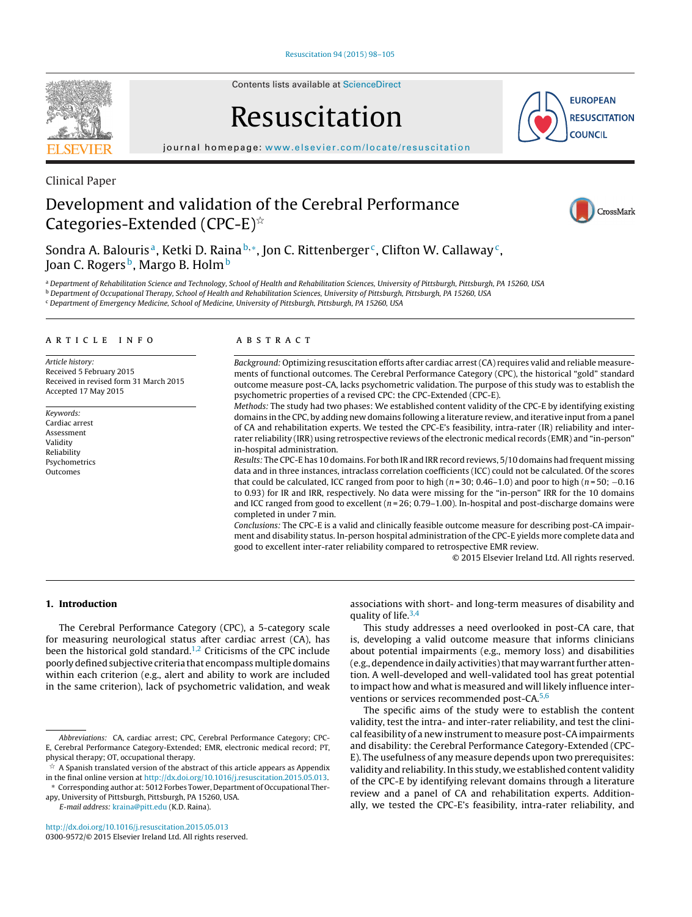Clinical Paper

# Development and validation of the Cerebral Performance Categories-Extended (CPC-E)☆

Sondra A. Balouris[a], Ketki D. Raina[b,*], Jon C. Rittenberger[c], Clifton W. Callaway[c], Joan C. Rogers[b], Margo B. Holm[b]

[a] Department of Rehabilitation Science and Technology, School of Health and Rehabilitation Sciences, University of Pittsburgh, Pittsburgh, PA 15260, USA
[b] Department of Occupational Therapy, School of Health and Rehabilitation Sciences, University of Pittsburgh, Pittsburgh, PA 15260, USA
[c] Department of Emergency Medicine, School of Medicine, University of Pittsburgh, Pittsburgh, PA 15260, USA

## ARTICLE INFO

*Article history:*
Received 5 February 2015
Received in revised form 31 March 2015
Accepted 17 May 2015

*Keywords:*
Cardiac arrest
Assessment
Validity
Reliability
Psychometrics
Outcomes

## ABSTRACT

*Background:* Optimizing resuscitation efforts after cardiac arrest (CA) requires valid and reliable measurements of functional outcomes. The Cerebral Performance Category (CPC), the historical "gold" standard outcome measure post-CA, lacks psychometric validation. The purpose of this study was to establish the psychometric properties of a revised CPC: the CPC-Extended (CPC-E).

*Methods:* The study had two phases: We established content validity of the CPC-E by identifying existing domains in the CPC, by adding new domains following a literature review, and iterative input from a panel of CA and rehabilitation experts. We tested the CPC-E's feasibility, intra-rater (IR) reliability and inter-rater reliability (IRR) using retrospective reviews of the electronic medical records (EMR) and "in-person" in-hospital administration.

*Results:* The CPC-E has 10 domains. For both IR and IRR record reviews, 5/10 domains had frequent missing data and in three instances, intraclass correlation coefficients (ICC) could not be calculated. Of the scores that could be calculated, ICC ranged from poor to high ($n = 30$; 0.46–1.0) and poor to high ($n = 50$; −0.16 to 0.93) for IR and IRR, respectively. No data were missing for the "in-person" IRR for the 10 domains and ICC ranged from good to excellent ($n = 26$; 0.79–1.00). In-hospital and post-discharge domains were completed in under 7 min.

*Conclusions:* The CPC-E is a valid and clinically feasible outcome measure for describing post-CA impairment and disability status. In-person hospital administration of the CPC-E yields more complete data and good to excellent inter-rater reliability compared to retrospective EMR review.

© 2015 Elsevier Ireland Ltd. All rights reserved.

## 1. Introduction

The Cerebral Performance Category (CPC), a 5-category scale for measuring neurological status after cardiac arrest (CA), has been the historical gold standard.[1,2] Criticisms of the CPC include poorly defined subjective criteria that encompass multiple domains within each criterion (e.g., alert and ability to work are included in the same criterion), lack of psychometric validation, and weak associations with short- and long-term measures of disability and quality of life.[3,4]

This study addresses a need overlooked in post-CA care, that is, developing a valid outcome measure that informs clinicians about potential impairments (e.g., memory loss) and disabilities (e.g., dependence in daily activities) that may warrant further attention. A well-developed and well-validated tool has great potential to impact how and what is measured and will likely influence interventions or services recommended post-CA.[5,6]

The specific aims of the study were to establish the content validity, test the intra- and inter-rater reliability, and test the clinical feasibility of a new instrument to measure post-CA impairments and disability: the Cerebral Performance Category-Extended (CPC-E). The usefulness of any measure depends upon two prerequisites: validity and reliability. In this study, we established content validity of the CPC-E by identifying relevant domains through a literature review and a panel of CA and rehabilitation experts. Additionally, we tested the CPC-E's feasibility, intra-rater reliability, and

---

*Abbreviations:* CA, cardiac arrest; CPC, Cerebral Performance Category; CPC-E, Cerebral Performance Category-Extended; EMR, electronic medical record; PT, physical therapy; OT, occupational therapy.

☆ A Spanish translated version of the abstract of this article appears as Appendix in the final online version at http://dx.doi.org/10.1016/j.resuscitation.2015.05.013.

\* Corresponding author at: 5012 Forbes Tower, Department of Occupational Therapy, University of Pittsburgh, Pittsburgh, PA 15260, USA.

*E-mail address:* kraina@pitt.edu (K.D. Raina).

http://dx.doi.org/10.1016/j.resuscitation.2015.05.013
0300-9572/© 2015 Elsevier Ireland Ltd. All rights reserved.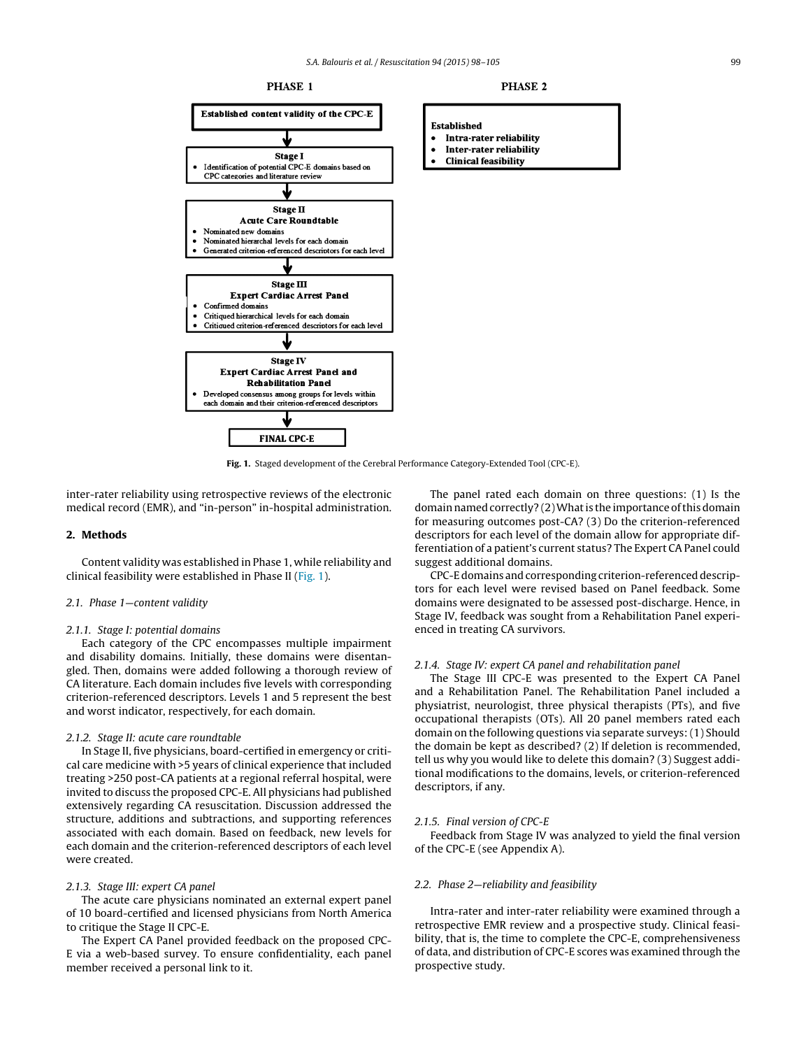**PHASE 1**

**Established content validity of the CPC-E**

↓

**Stage I**
- Identification of potential CPC-E domains based on CPC categories and literature review

↓

**Stage II**
**Acute Care Roundtable**
- Nominated new domains
- Nominated hierarchal levels for each domain
- Generated criterion-referenced descriptors for each level

↓

**Stage III**
**Expert Cardiac Arrest Panel**
- Confirmed domains
- Critiqued hierarchical levels for each domain
- Critiqued criterion-referenced descriptors for each level

↓

**Stage IV**
**Expert Cardiac Arrest Panel and Rehabilitation Panel**
- Developed consensus among groups for levels within each domain and their criterion-referenced descriptors

↓

**FINAL CPC-E**

**PHASE 2**

**Established**
- **Intra-rater reliability**
- **Inter-rater reliability**
- **Clinical feasibility**

**Fig. 1.** Staged development of the Cerebral Performance Category-Extended Tool (CPC-E).

inter-rater reliability using retrospective reviews of the electronic medical record (EMR), and "in-person" in-hospital administration.

## 2. Methods

Content validity was established in Phase 1, while reliability and clinical feasibility were established in Phase II (Fig. 1).

### 2.1. Phase 1—content validity

#### 2.1.1. Stage I: potential domains

Each category of the CPC encompasses multiple impairment and disability domains. Initially, these domains were disentangled. Then, domains were added following a thorough review of CA literature. Each domain includes five levels with corresponding criterion-referenced descriptors. Levels 1 and 5 represent the best and worst indicator, respectively, for each domain.

#### 2.1.2. Stage II: acute care roundtable

In Stage II, five physicians, board-certified in emergency or critical care medicine with >5 years of clinical experience that included treating >250 post-CA patients at a regional referral hospital, were invited to discuss the proposed CPC-E. All physicians had published extensively regarding CA resuscitation. Discussion addressed the structure, additions and subtractions, and supporting references associated with each domain. Based on feedback, new levels for each domain and the criterion-referenced descriptors of each level were created.

#### 2.1.3. Stage III: expert CA panel

The acute care physicians nominated an external expert panel of 10 board-certified and licensed physicians from North America to critique the Stage II CPC-E.

The Expert CA Panel provided feedback on the proposed CPC-E via a web-based survey. To ensure confidentiality, each panel member received a personal link to it.

The panel rated each domain on three questions: (1) Is the domain named correctly? (2) What is the importance of this domain for measuring outcomes post-CA? (3) Do the criterion-referenced descriptors for each level of the domain allow for appropriate differentiation of a patient's current status? The Expert CA Panel could suggest additional domains.

CPC-E domains and corresponding criterion-referenced descriptors for each level were revised based on Panel feedback. Some domains were designated to be assessed post-discharge. Hence, in Stage IV, feedback was sought from a Rehabilitation Panel experienced in treating CA survivors.

#### 2.1.4. Stage IV: expert CA panel and rehabilitation panel

The Stage III CPC-E was presented to the Expert CA Panel and a Rehabilitation Panel. The Rehabilitation Panel included a physiatrist, neurologist, three physical therapists (PTs), and five occupational therapists (OTs). All 20 panel members rated each domain on the following questions via separate surveys: (1) Should the domain be kept as described? (2) If deletion is recommended, tell us why you would like to delete this domain? (3) Suggest additional modifications to the domains, levels, or criterion-referenced descriptors, if any.

#### 2.1.5. Final version of CPC-E

Feedback from Stage IV was analyzed to yield the final version of the CPC-E (see Appendix A).

### 2.2. Phase 2—reliability and feasibility

Intra-rater and inter-rater reliability were examined through a retrospective EMR review and a prospective study. Clinical feasibility, that is, the time to complete the CPC-E, comprehensiveness of data, and distribution of CPC-E scores was examined through the prospective study.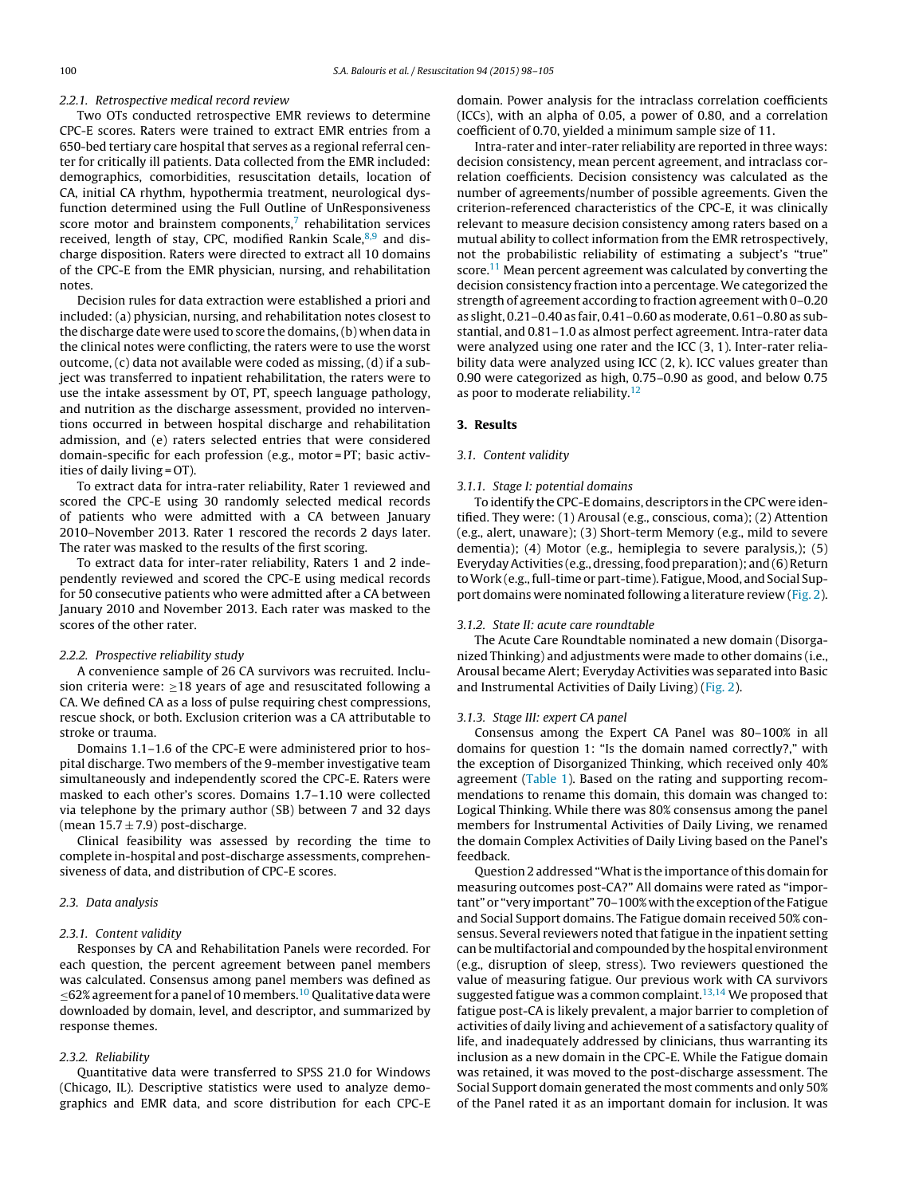#### 2.2.1. Retrospective medical record review

Two OTs conducted retrospective EMR reviews to determine CPC-E scores. Raters were trained to extract EMR entries from a 650-bed tertiary care hospital that serves as a regional referral center for critically ill patients. Data collected from the EMR included: demographics, comorbidities, resuscitation details, location of CA, initial CA rhythm, hypothermia treatment, neurological dysfunction determined using the Full Outline of UnResponsiveness score motor and brainstem components,[7] rehabilitation services received, length of stay, CPC, modified Rankin Scale,[8,9] and discharge disposition. Raters were directed to extract all 10 domains of the CPC-E from the EMR physician, nursing, and rehabilitation notes.

Decision rules for data extraction were established a priori and included: (a) physician, nursing, and rehabilitation notes closest to the discharge date were used to score the domains, (b) when data in the clinical notes were conflicting, the raters were to use the worst outcome, (c) data not available were coded as missing, (d) if a subject was transferred to inpatient rehabilitation, the raters were to use the intake assessment by OT, PT, speech language pathology, and nutrition as the discharge assessment, provided no interventions occurred in between hospital discharge and rehabilitation admission, and (e) raters selected entries that were considered domain-specific for each profession (e.g., motor = PT; basic activities of daily living = OT).

To extract data for intra-rater reliability, Rater 1 reviewed and scored the CPC-E using 30 randomly selected medical records of patients who were admitted with a CA between January 2010–November 2013. Rater 1 rescored the records 2 days later. The rater was masked to the results of the first scoring.

To extract data for inter-rater reliability, Raters 1 and 2 independently reviewed and scored the CPC-E using medical records for 50 consecutive patients who were admitted after a CA between January 2010 and November 2013. Each rater was masked to the scores of the other rater.

#### 2.2.2. Prospective reliability study

A convenience sample of 26 CA survivors was recruited. Inclusion criteria were: ≥18 years of age and resuscitated following a CA. We defined CA as a loss of pulse requiring chest compressions, rescue shock, or both. Exclusion criterion was a CA attributable to stroke or trauma.

Domains 1.1–1.6 of the CPC-E were administered prior to hospital discharge. Two members of the 9-member investigative team simultaneously and independently scored the CPC-E. Raters were masked to each other's scores. Domains 1.7–1.10 were collected via telephone by the primary author (SB) between 7 and 32 days (mean $15.7 \pm 7.9$) post-discharge.

Clinical feasibility was assessed by recording the time to complete in-hospital and post-discharge assessments, comprehensiveness of data, and distribution of CPC-E scores.

### 2.3. Data analysis

#### 2.3.1. Content validity

Responses by CA and Rehabilitation Panels were recorded. For each question, the percent agreement between panel members was calculated. Consensus among panel members was defined as ≤62% agreement for a panel of 10 members.[10] Qualitative data were downloaded by domain, level, and descriptor, and summarized by response themes.

#### 2.3.2. Reliability

Quantitative data were transferred to SPSS 21.0 for Windows (Chicago, IL). Descriptive statistics were used to analyze demographics and EMR data, and score distribution for each CPC-E domain. Power analysis for the intraclass correlation coefficients (ICCs), with an alpha of 0.05, a power of 0.80, and a correlation coefficient of 0.70, yielded a minimum sample size of 11.

Intra-rater and inter-rater reliability are reported in three ways: decision consistency, mean percent agreement, and intraclass correlation coefficients. Decision consistency was calculated as the number of agreements/number of possible agreements. Given the criterion-referenced characteristics of the CPC-E, it was clinically relevant to measure decision consistency among raters based on a mutual ability to collect information from the EMR retrospectively, not the probabilistic reliability of estimating a subject's "true" score.[11] Mean percent agreement was calculated by converting the decision consistency fraction into a percentage. We categorized the strength of agreement according to fraction agreement with 0–0.20 as slight, 0.21–0.40 as fair, 0.41–0.60 as moderate, 0.61–0.80 as substantial, and 0.81–1.0 as almost perfect agreement. Intra-rater data were analyzed using one rater and the ICC (3, 1). Inter-rater reliability data were analyzed using ICC (2, k). ICC values greater than 0.90 were categorized as high, 0.75–0.90 as good, and below 0.75 as poor to moderate reliability.[12]

## 3. Results

### 3.1. Content validity

#### 3.1.1. Stage I: potential domains

To identify the CPC-E domains, descriptors in the CPC were identified. They were: (1) Arousal (e.g., conscious, coma); (2) Attention (e.g., alert, unaware); (3) Short-term Memory (e.g., mild to severe dementia); (4) Motor (e.g., hemiplegia to severe paralysis,); (5) Everyday Activities (e.g., dressing, food preparation); and (6) Return to Work (e.g., full-time or part-time). Fatigue, Mood, and Social Support domains were nominated following a literature review (Fig. 2).

#### 3.1.2. State II: acute care roundtable

The Acute Care Roundtable nominated a new domain (Disorganized Thinking) and adjustments were made to other domains (i.e., Arousal became Alert; Everyday Activities was separated into Basic and Instrumental Activities of Daily Living) (Fig. 2).

#### 3.1.3. Stage III: expert CA panel

Consensus among the Expert CA Panel was 80–100% in all domains for question 1: "Is the domain named correctly?," with the exception of Disorganized Thinking, which received only 40% agreement (Table 1). Based on the rating and supporting recommendations to rename this domain, this domain was changed to: Logical Thinking. While there was 80% consensus among the panel members for Instrumental Activities of Daily Living, we renamed the domain Complex Activities of Daily Living based on the Panel's feedback.

Question 2 addressed "What is the importance of this domain for measuring outcomes post-CA?" All domains were rated as "important" or "very important" 70–100% with the exception of the Fatigue and Social Support domains. The Fatigue domain received 50% consensus. Several reviewers noted that fatigue in the inpatient setting can be multifactorial and compounded by the hospital environment (e.g., disruption of sleep, stress). Two reviewers questioned the value of measuring fatigue. Our previous work with CA survivors suggested fatigue was a common complaint.[13,14] We proposed that fatigue post-CA is likely prevalent, a major barrier to completion of activities of daily living and achievement of a satisfactory quality of life, and inadequately addressed by clinicians, thus warranting its inclusion as a new domain in the CPC-E. While the Fatigue domain was retained, it was moved to the post-discharge assessment. The Social Support domain generated the most comments and only 50% of the Panel rated it as an important domain for inclusion. It was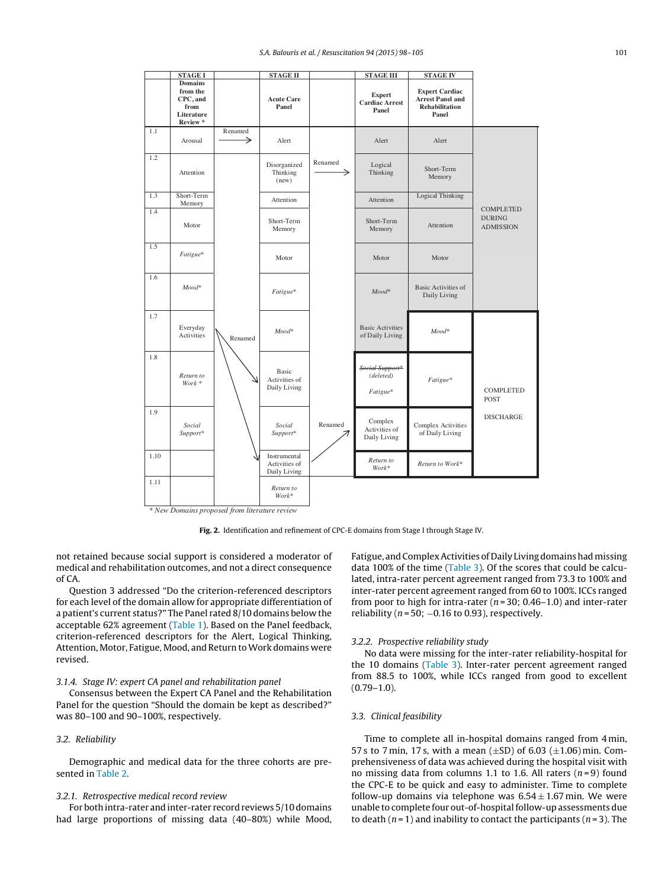|  | STAGE I<br>Domains from the CPC, and from Literature Review * |  | STAGE II<br>Acute Care Panel |  | STAGE III<br>Expert Cardiac Arrest Panel | STAGE IV<br>Expert Cardiac Arrest Panel and Rehabilitation Panel |  |
|---|---|---|---|---|---|---|---|
| 1.1 | Arousal | Renamed → | Alert |  | Alert | Alert | COMPLETED DURING ADMISSION |
| 1.2 | Attention |  | Disorganized Thinking (new) | Renamed → | Logical Thinking | Short-Term Memory |  |
| 1.3 | Short-Term Memory |  | Attention |  | Attention | Logical Thinking |  |
| 1.4 | Motor |  | Short-Term Memory |  | Short-Term Memory | Attention |  |
| 1.5 | *Fatigue** |  | Motor |  | Motor | Motor |  |
| 1.6 | *Mood** |  | *Fatigue** |  | *Mood** | Basic Activities of Daily Living |  |
| 1.7 | Everyday Activities | Renamed | *Mood** |  | Basic Activities of Daily Living | *Mood** | COMPLETED POST DISCHARGE |
| 1.8 | *Return to Work ** |  | Basic Activities of Daily Living |  | ~~*Social Support**~~ *(deleted)* *Fatigue** | *Fatigue** |  |
| 1.9 | *Social Support** |  | *Social Support** | Renamed | Complex Activities of Daily Living | Complex Activities of Daily Living |  |
| 1.10 |  |  | Instrumental Activities of Daily Living |  | *Return to Work** | *Return to Work** |  |
| 1.11 |  |  | *Return to Work** |  |  |  |  |

\* *New Domains proposed from literature review*

**Fig. 2.** Identification and refinement of CPC-E domains from Stage I through Stage IV.

not retained because social support is considered a moderator of medical and rehabilitation outcomes, and not a direct consequence of CA.

Question 3 addressed "Do the criterion-referenced descriptors for each level of the domain allow for appropriate differentiation of a patient's current status?" The Panel rated 8/10 domains below the acceptable 62% agreement (Table 1). Based on the Panel feedback, criterion-referenced descriptors for the Alert, Logical Thinking, Attention, Motor, Fatigue, Mood, and Return to Work domains were revised.

#### 3.1.4. Stage IV: expert CA panel and rehabilitation panel

Consensus between the Expert CA Panel and the Rehabilitation Panel for the question "Should the domain be kept as described?" was 80–100 and 90–100%, respectively.

### 3.2. Reliability

Demographic and medical data for the three cohorts are presented in Table 2.

#### 3.2.1. Retrospective medical record review

For both intra-rater and inter-rater record reviews 5/10 domains had large proportions of missing data (40–80%) while Mood, Fatigue, and Complex Activities of Daily Living domains had missing data 100% of the time (Table 3). Of the scores that could be calculated, intra-rater percent agreement ranged from 73.3 to 100% and inter-rater percent agreement ranged from 60 to 100%. ICCs ranged from poor to high for intra-rater ($n = 30$; 0.46–1.0) and inter-rater reliability ($n = 50$; $-0.16$ to 0.93), respectively.

#### 3.2.2. Prospective reliability study

No data were missing for the inter-rater reliability-hospital for the 10 domains (Table 3). Inter-rater percent agreement ranged from 88.5 to 100%, while ICCs ranged from good to excellent (0.79–1.0).

### 3.3. Clinical feasibility

Time to complete all in-hospital domains ranged from 4 min, 57 s to 7 min, 17 s, with a mean ($\pm$SD) of 6.03 ($\pm$1.06) min. Comprehensiveness of data was achieved during the hospital visit with no missing data from columns 1.1 to 1.6. All raters ($n = 9$) found the CPC-E to be quick and easy to administer. Time to complete follow-up domains via telephone was $6.54 \pm 1.67$ min. We were unable to complete four out-of-hospital follow-up assessments due to death ($n = 1$) and inability to contact the participants ($n = 3$). The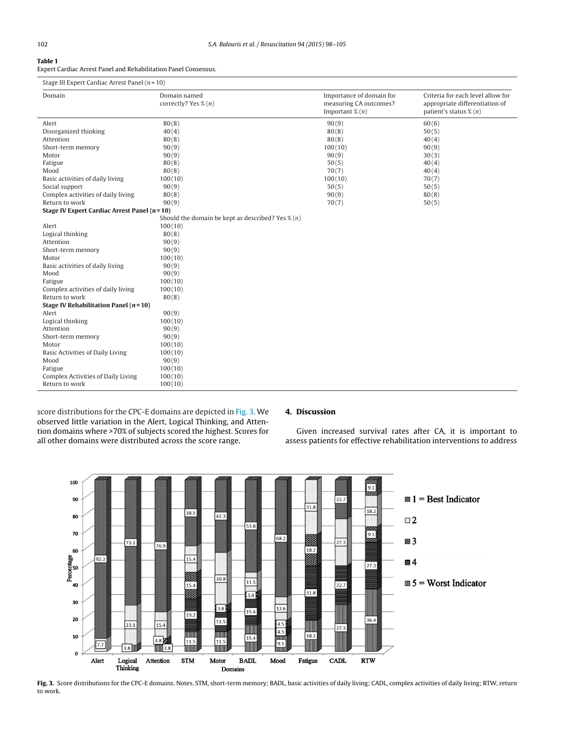**Table 1**
Expert Cardiac Arrest Panel and Rehabilitation Panel Consensus.

| Domain | Domain named correctly? Yes % (n) | Importance of domain for measuring CA outcomes? Important % (n) | Criteria for each level allow for appropriate differentiation of patient's status % (n) |
|---|---|---|---|
| **Stage III Expert Cardiac Arrest Panel (n = 10)** | | | |
| Alert | 80(8) | 90(9) | 60(6) |
| Disorganized thinking | 40(4) | 80(8) | 50(5) |
| Attention | 80(8) | 80(8) | 40(4) |
| Short-term memory | 90(9) | 100(10) | 90(9) |
| Motor | 90(9) | 90(9) | 30(3) |
| Fatigue | 80(8) | 50(5) | 40(4) |
| Mood | 80(8) | 70(7) | 40(4) |
| Basic activities of daily living | 100(10) | 100(10) | 70(7) |
| Social support | 90(9) | 50(5) | 50(5) |
| Complex activities of daily living | 80(8) | 90(9) | 80(8) |
| Return to work | 90(9) | 70(7) | 50(5) |
| **Stage IV Expert Cardiac Arrest Panel (n = 10)** | | | |
| | Should the domain be kept as described? Yes % (n) | | |
| Alert | 100(10) | | |
| Logical thinking | 80(8) | | |
| Attention | 90(9) | | |
| Short-term memory | 90(9) | | |
| Motor | 100(10) | | |
| Basic activities of daily living | 90(9) | | |
| Mood | 90(9) | | |
| Fatigue | 100(10) | | |
| Complex activities of daily living | 100(10) | | |
| Return to work | 80(8) | | |
| **Stage IV Rehabilitation Panel (n = 10)** | | | |
| Alert | 90(9) | | |
| Logical thinking | 100(10) | | |
| Attention | 90(9) | | |
| Short-term memory | 90(9) | | |
| Motor | 100(10) | | |
| Basic Activities of Daily Living | 100(10) | | |
| Mood | 90(9) | | |
| Fatigue | 100(10) | | |
| Complex Activities of Daily Living | 100(10) | | |
| Return to work | 100(10) | | |

score distributions for the CPC-E domains are depicted in Fig. 3. We observed little variation in the Alert, Logical Thinking, and Attention domains where >70% of subjects scored the highest. Scores for all other domains were distributed across the score range.

## 4. Discussion

Given increased survival rates after CA, it is important to assess patients for effective rehabilitation interventions to address

**Fig. 3.** Score distributions for the CPC-E domains. Notes. STM, short-term memory; BADL, basic activities of daily living; CADL, complex activities of daily living; RTW, return to work.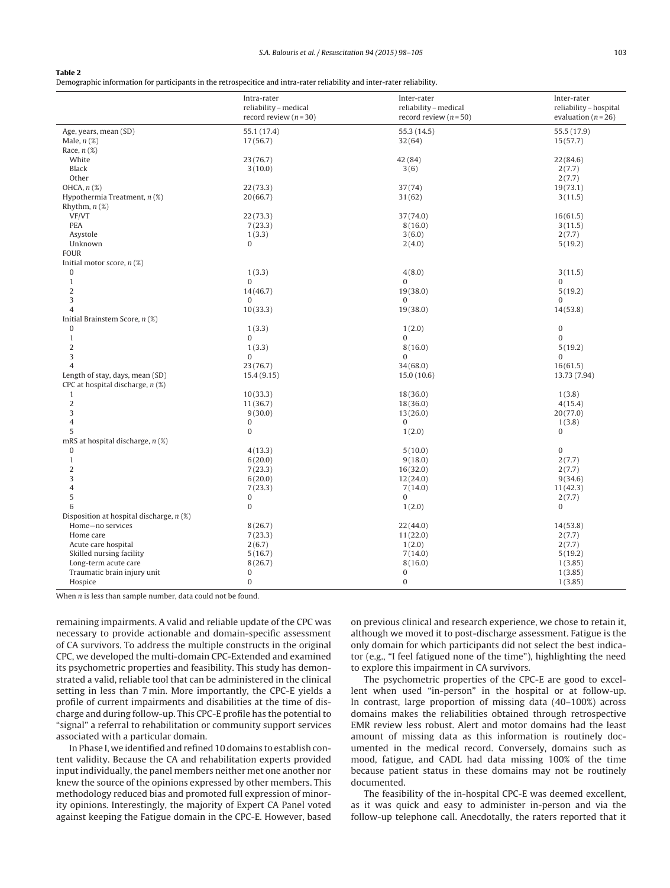**Table 2**
Demographic information for participants in the retrospecitice and intra-rater reliability and inter-rater reliability.

| | Intra-rater reliability – medical record review ($n$ = 30) | Inter-rater reliability – medical record review ($n$ = 50) | Inter-rater reliability – hospital evaluation ($n$ = 26) |
|---|---|---|---|
| Age, years, mean (SD) | 55.1 (17.4) | 55.3 (14.5) | 55.5 (17.9) |
| Male, *n* (%) | 17 (56.7) | 32 (64) | 15 (57.7) |
| Race, *n* (%) | | | |
| White | 23 (76.7) | 42 (84) | 22 (84.6) |
| Black | 3 (10.0) | 3 (6) | 2 (7.7) |
| Other | | | 2 (7.7) |
| OHCA, *n* (%) | 22 (73.3) | 37 (74) | 19 (73.1) |
| Hypothermia Treatment, *n* (%) | 20 (66.7) | 31 (62) | 3 (11.5) |
| Rhythm, *n* (%) | | | |
| VF/VT | 22 (73.3) | 37 (74.0) | 16 (61.5) |
| PEA | 7 (23.3) | 8 (16.0) | 3 (11.5) |
| Asystole | 1 (3.3) | 3 (6.0) | 2 (7.7) |
| Unknown | 0 | 2 (4.0) | 5 (19.2) |
| FOUR | | | |
| Initial motor score, *n* (%) | | | |
| 0 | 1 (3.3) | 4 (8.0) | 3 (11.5) |
| 1 | 0 | 0 | 0 |
| 2 | 14 (46.7) | 19 (38.0) | 5 (19.2) |
| 3 | 0 | 0 | 0 |
| 4 | 10 (33.3) | 19 (38.0) | 14 (53.8) |
| Initial Brainstem Score, *n* (%) | | | |
| 0 | 1 (3.3) | 1 (2.0) | 0 |
| 1 | 0 | 0 | 0 |
| 2 | 1 (3.3) | 8 (16.0) | 5 (19.2) |
| 3 | 0 | 0 | 0 |
| 4 | 23 (76.7) | 34 (68.0) | 16 (61.5) |
| Length of stay, days, mean (SD) | 15.4 (9.15) | 15.0 (10.6) | 13.73 (7.94) |
| CPC at hospital discharge, *n* (%) | | | |
| 1 | 10 (33.3) | 18 (36.0) | 1 (3.8) |
| 2 | 11 (36.7) | 18 (36.0) | 4 (15.4) |
| 3 | 9 (30.0) | 13 (26.0) | 20 (77.0) |
| 4 | 0 | 0 | 1 (3.8) |
| 5 | 0 | 1 (2.0) | 0 |
| mRS at hospital discharge, *n* (%) | | | |
| 0 | 4 (13.3) | 5 (10.0) | 0 |
| 1 | 6 (20.0) | 9 (18.0) | 2 (7.7) |
| 2 | 7 (23.3) | 16 (32.0) | 2 (7.7) |
| 3 | 6 (20.0) | 12 (24.0) | 9 (34.6) |
| 4 | 7 (23.3) | 7 (14.0) | 11 (42.3) |
| 5 | 0 | 0 | 2 (7.7) |
| 6 | 0 | 1 (2.0) | 0 |
| Disposition at hospital discharge, *n* (%) | | | |
| Home—no services | 8 (26.7) | 22 (44.0) | 14 (53.8) |
| Home care | 7 (23.3) | 11 (22.0) | 2 (7.7) |
| Acute care hospital | 2 (6.7) | 1 (2.0) | 2 (7.7) |
| Skilled nursing facility | 5 (16.7) | 7 (14.0) | 5 (19.2) |
| Long-term acute care | 8 (26.7) | 8 (16.0) | 1 (3.85) |
| Traumatic brain injury unit | 0 | 0 | 1 (3.85) |
| Hospice | 0 | 0 | 1 (3.85) |

When *n* is less than sample number, data could not be found.

remaining impairments. A valid and reliable update of the CPC was necessary to provide actionable and domain-specific assessment of CA survivors. To address the multiple constructs in the original CPC, we developed the multi-domain CPC-Extended and examined its psychometric properties and feasibility. This study has demonstrated a valid, reliable tool that can be administered in the clinical setting in less than 7 min. More importantly, the CPC-E yields a profile of current impairments and disabilities at the time of discharge and during follow-up. This CPC-E profile has the potential to "signal" a referral to rehabilitation or community support services associated with a particular domain.

In Phase I, we identified and refined 10 domains to establish content validity. Because the CA and rehabilitation experts provided input individually, the panel members neither met one another nor knew the source of the opinions expressed by other members. This methodology reduced bias and promoted full expression of minority opinions. Interestingly, the majority of Expert CA Panel voted against keeping the Fatigue domain in the CPC-E. However, based on previous clinical and research experience, we chose to retain it, although we moved it to post-discharge assessment. Fatigue is the only domain for which participants did not select the best indicator (e.g., "I feel fatigued none of the time"), highlighting the need to explore this impairment in CA survivors.

The psychometric properties of the CPC-E are good to excellent when used "in-person" in the hospital or at follow-up. In contrast, large proportion of missing data (40–100%) across domains makes the reliabilities obtained through retrospective EMR review less robust. Alert and motor domains had the least amount of missing data as this information is routinely documented in the medical record. Conversely, domains such as mood, fatigue, and CADL had data missing 100% of the time because patient status in these domains may not be routinely documented.

The feasibility of the in-hospital CPC-E was deemed excellent, as it was quick and easy to administer in-person and via the follow-up telephone call. Anecdotally, the raters reported that it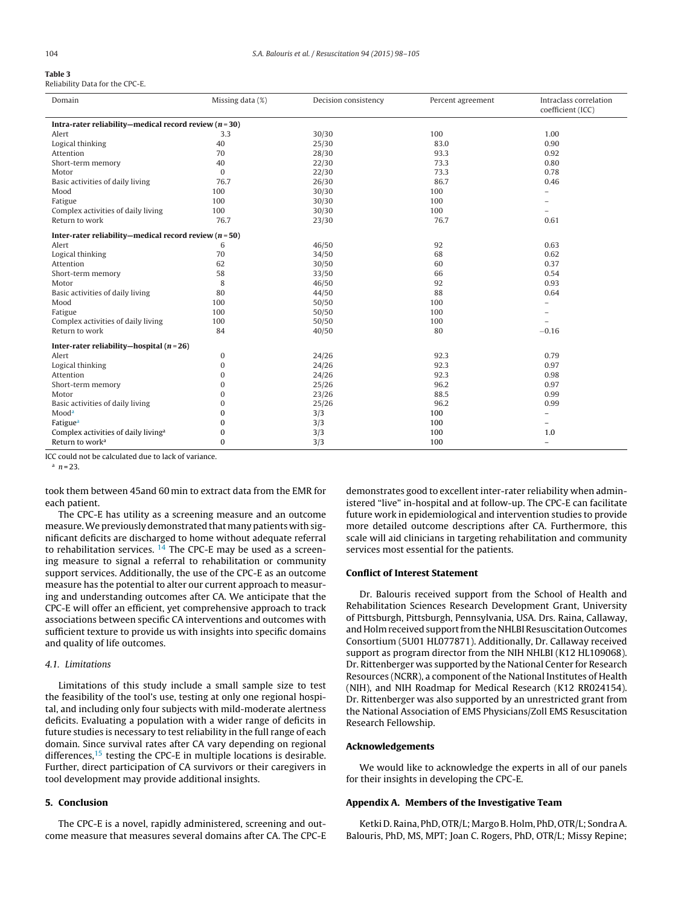**Table 3**
Reliability Data for the CPC-E.

| Domain | Missing data (%) | Decision consistency | Percent agreement | Intraclass correlation coefficient (ICC) |
|---|---|---|---|---|
| **Intra-rater reliability—medical record review ($n$ = 30)** | | | | |
| Alert | 3.3 | 30/30 | 100 | 1.00 |
| Logical thinking | 40 | 25/30 | 83.0 | 0.90 |
| Attention | 70 | 28/30 | 93.3 | 0.92 |
| Short-term memory | 40 | 22/30 | 73.3 | 0.80 |
| Motor | 0 | 22/30 | 73.3 | 0.78 |
| Basic activities of daily living | 76.7 | 26/30 | 86.7 | 0.46 |
| Mood | 100 | 30/30 | 100 | – |
| Fatigue | 100 | 30/30 | 100 | – |
| Complex activities of daily living | 100 | 30/30 | 100 | – |
| Return to work | 76.7 | 23/30 | 76.7 | 0.61 |
| **Inter-rater reliability—medical record review ($n$ = 50)** | | | | |
| Alert | 6 | 46/50 | 92 | 0.63 |
| Logical thinking | 70 | 34/50 | 68 | 0.62 |
| Attention | 62 | 30/50 | 60 | 0.37 |
| Short-term memory | 58 | 33/50 | 66 | 0.54 |
| Motor | 8 | 46/50 | 92 | 0.93 |
| Basic activities of daily living | 80 | 44/50 | 88 | 0.64 |
| Mood | 100 | 50/50 | 100 | – |
| Fatigue | 100 | 50/50 | 100 | – |
| Complex activities of daily living | 100 | 50/50 | 100 | – |
| Return to work | 84 | 40/50 | 80 | −0.16 |
| **Inter-rater reliability—hospital ($n$ = 26)** | | | | |
| Alert | 0 | 24/26 | 92.3 | 0.79 |
| Logical thinking | 0 | 24/26 | 92.3 | 0.97 |
| Attention | 0 | 24/26 | 92.3 | 0.98 |
| Short-term memory | 0 | 25/26 | 96.2 | 0.97 |
| Motor | 0 | 23/26 | 88.5 | 0.99 |
| Basic activities of daily living | 0 | 25/26 | 96.2 | 0.99 |
| Mood[a] | 0 | 3/3 | 100 | – |
| Fatigue[a] | 0 | 3/3 | 100 | – |
| Complex activities of daily living[a] | 0 | 3/3 | 100 | 1.0 |
| Return to work[a] | 0 | 3/3 | 100 | – |

ICC could not be calculated due to lack of variance.
[a] $n$ = 23.

took them between 45and 60 min to extract data from the EMR for each patient.

The CPC-E has utility as a screening measure and an outcome measure. We previously demonstrated that many patients with significant deficits are discharged to home without adequate referral to rehabilitation services. [14] The CPC-E may be used as a screening measure to signal a referral to rehabilitation or community support services. Additionally, the use of the CPC-E as an outcome measure has the potential to alter our current approach to measuring and understanding outcomes after CA. We anticipate that the CPC-E will offer an efficient, yet comprehensive approach to track associations between specific CA interventions and outcomes with sufficient texture to provide us with insights into specific domains and quality of life outcomes.

### 4.1. Limitations

Limitations of this study include a small sample size to test the feasibility of the tool's use, testing at only one regional hospital, and including only four subjects with mild-moderate alertness deficits. Evaluating a population with a wider range of deficits in future studies is necessary to test reliability in the full range of each domain. Since survival rates after CA vary depending on regional differences,[15] testing the CPC-E in multiple locations is desirable. Further, direct participation of CA survivors or their caregivers in tool development may provide additional insights.

## 5. Conclusion

The CPC-E is a novel, rapidly administered, screening and outcome measure that measures several domains after CA. The CPC-E demonstrates good to excellent inter-rater reliability when administered "live" in-hospital and at follow-up. The CPC-E can facilitate future work in epidemiological and intervention studies to provide more detailed outcome descriptions after CA. Furthermore, this scale will aid clinicians in targeting rehabilitation and community services most essential for the patients.

## Conflict of Interest Statement

Dr. Balouris received support from the School of Health and Rehabilitation Sciences Research Development Grant, University of Pittsburgh, Pittsburgh, Pennsylvania, USA. Drs. Raina, Callaway, and Holm received support from the NHLBI Resuscitation Outcomes Consortium (5U01 HL077871). Additionally, Dr. Callaway received support as program director from the NIH NHLBI (K12 HL109068). Dr. Rittenberger was supported by the National Center for Research Resources (NCRR), a component of the National Institutes of Health (NIH), and NIH Roadmap for Medical Research (K12 RR024154). Dr. Rittenberger was also supported by an unrestricted grant from the National Association of EMS Physicians/Zoll EMS Resuscitation Research Fellowship.

## Acknowledgements

We would like to acknowledge the experts in all of our panels for their insights in developing the CPC-E.

## Appendix A. Members of the Investigative Team

Ketki D. Raina, PhD, OTR/L; Margo B. Holm, PhD, OTR/L; Sondra A. Balouris, PhD, MS, MPT; Joan C. Rogers, PhD, OTR/L; Missy Repine;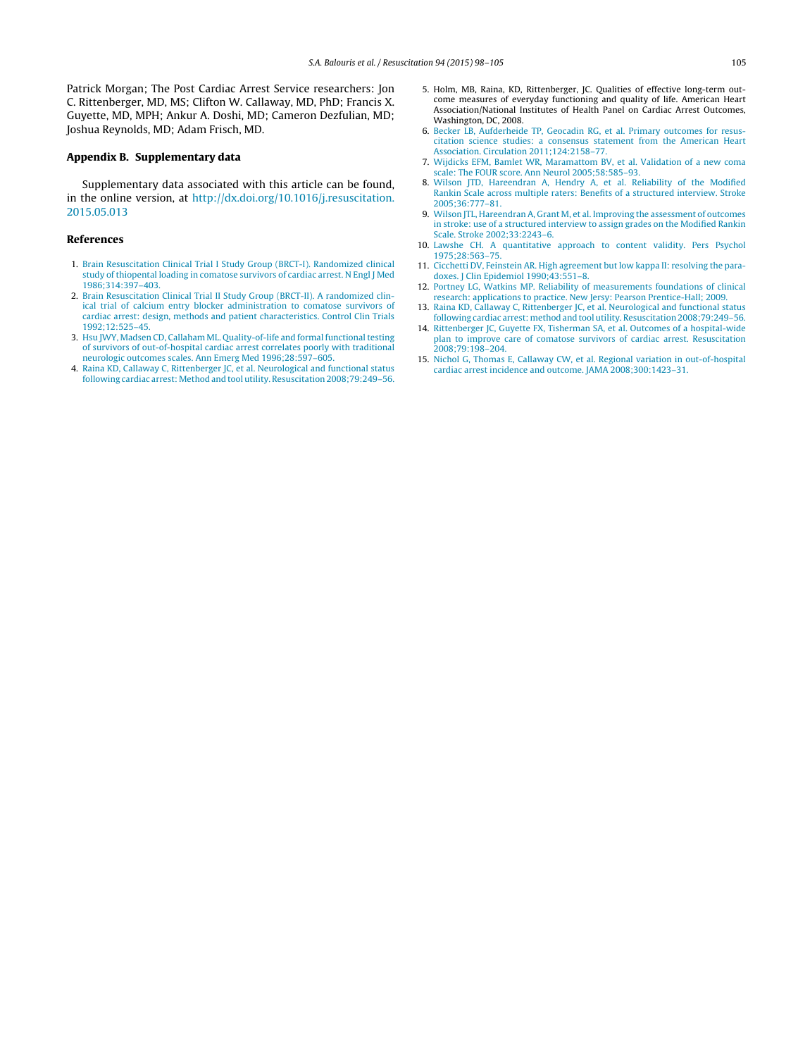Patrick Morgan; The Post Cardiac Arrest Service researchers: Jon C. Rittenberger, MD, MS; Clifton W. Callaway, MD, PhD; Francis X. Guyette, MD, MPH; Ankur A. Doshi, MD; Cameron Dezfulian, MD; Joshua Reynolds, MD; Adam Frisch, MD.

## Appendix B. Supplementary data

Supplementary data associated with this article can be found, in the online version, at http://dx.doi.org/10.1016/j.resuscitation.2015.05.013

## References

1. Brain Resuscitation Clinical Trial I Study Group (BRCT-I). Randomized clinical study of thiopental loading in comatose survivors of cardiac arrest. N Engl J Med 1986;314:397–403.
2. Brain Resuscitation Clinical Trial II Study Group (BRCT-II). A randomized clinical trial of calcium entry blocker administration to comatose survivors of cardiac arrest: design, methods and patient characteristics. Control Clin Trials 1992;12:525–45.
3. Hsu JWY, Madsen CD, Callaham ML. Quality-of-life and formal functional testing of survivors of out-of-hospital cardiac arrest correlates poorly with traditional neurologic outcomes scales. Ann Emerg Med 1996;28:597–605.
4. Raina KD, Callaway C, Rittenberger JC, et al. Neurological and functional status following cardiac arrest: Method and tool utility. Resuscitation 2008;79:249–56.
5. Holm, MB, Raina, KD, Rittenberger, JC. Qualities of effective long-term outcome measures of everyday functioning and quality of life. American Heart Association/National Institutes of Health Panel on Cardiac Arrest Outcomes, Washington, DC, 2008.
6. Becker LB, Aufderheide TP, Geocadin RG, et al. Primary outcomes for resuscitation science studies: a consensus statement from the American Heart Association. Circulation 2011;124:2158–77.
7. Wijdicks EFM, Bamlet WR, Maramattom BV, et al. Validation of a new coma scale: The FOUR score. Ann Neurol 2005;58:585–93.
8. Wilson JTD, Hareendran A, Hendry A, et al. Reliability of the Modified Rankin Scale across multiple raters: Benefits of a structured interview. Stroke 2005;36:777–81.
9. Wilson JTL, Hareendran A, Grant M, et al. Improving the assessment of outcomes in stroke: use of a structured interview to assign grades on the Modified Rankin Scale. Stroke 2002;33:2243–6.
10. Lawshe CH. A quantitative approach to content validity. Pers Psychol 1975;28:563–75.
11. Cicchetti DV, Feinstein AR. High agreement but low kappa II: resolving the paradoxes. J Clin Epidemiol 1990;43:551–8.
12. Portney LG, Watkins MP. Reliability of measurements foundations of clinical research: applications to practice. New Jersy: Pearson Prentice-Hall; 2009.
13. Raina KD, Callaway C, Rittenberger JC, et al. Neurological and functional status following cardiac arrest: method and tool utility. Resuscitation 2008;79:249–56.
14. Rittenberger JC, Guyette FX, Tisherman SA, et al. Outcomes of a hospital-wide plan to improve care of comatose survivors of cardiac arrest. Resuscitation 2008;79:198–204.
15. Nichol G, Thomas E, Callaway CW, et al. Regional variation in out-of-hospital cardiac arrest incidence and outcome. JAMA 2008;300:1423–31.